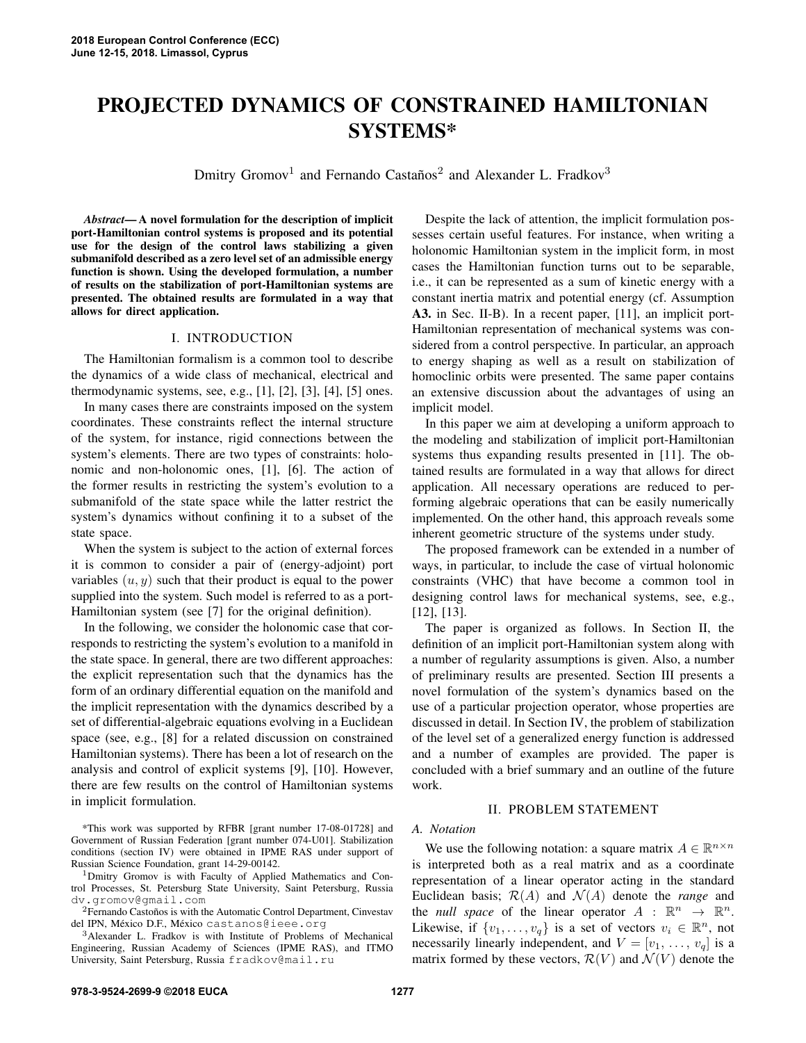# PROJECTED DYNAMICS OF CONSTRAINED HAMILTONIAN SYSTEMS*

Dmitry Gromov[1] and Fernando Castaños[2] and Alexander L. Fradkov[3]

***Abstract*— A novel formulation for the description of implicit port-Hamiltonian control systems is proposed and its potential use for the design of the control laws stabilizing a given submanifold described as a zero level set of an admissible energy function is shown. Using the developed formulation, a number of results on the stabilization of port-Hamiltonian systems are presented. The obtained results are formulated in a way that allows for direct application.**

## I. INTRODUCTION

The Hamiltonian formalism is a common tool to describe the dynamics of a wide class of mechanical, electrical and thermodynamic systems, see, e.g., [1], [2], [3], [4], [5] ones.

In many cases there are constraints imposed on the system coordinates. These constraints reflect the internal structure of the system, for instance, rigid connections between the system's elements. There are two types of constraints: holonomic and non-holonomic ones, [1], [6]. The action of the former results in restricting the system's evolution to a submanifold of the state space while the latter restrict the system's dynamics without confining it to a subset of the state space.

When the system is subject to the action of external forces it is common to consider a pair of (energy-adjoint) port variables $(u, y)$ such that their product is equal to the power supplied into the system. Such model is referred to as a port-Hamiltonian system (see [7] for the original definition).

In the following, we consider the holonomic case that corresponds to restricting the system's evolution to a manifold in the state space. In general, there are two different approaches: the explicit representation such that the dynamics has the form of an ordinary differential equation on the manifold and the implicit representation with the dynamics described by a set of differential-algebraic equations evolving in a Euclidean space (see, e.g., [8] for a related discussion on constrained Hamiltonian systems). There has been a lot of research on the analysis and control of explicit systems [9], [10]. However, there are few results on the control of Hamiltonian systems in implicit formulation.

Despite the lack of attention, the implicit formulation possesses certain useful features. For instance, when writing a holonomic Hamiltonian system in the implicit form, in most cases the Hamiltonian function turns out to be separable, i.e., it can be represented as a sum of kinetic energy with a constant inertia matrix and potential energy (cf. Assumption **A3.** in Sec. II-B). In a recent paper, [11], an implicit port-Hamiltonian representation of mechanical systems was considered from a control perspective. In particular, an approach to energy shaping as well as a result on stabilization of homoclinic orbits were presented. The same paper contains an extensive discussion about the advantages of using an implicit model.

In this paper we aim at developing a uniform approach to the modeling and stabilization of implicit port-Hamiltonian systems thus expanding results presented in [11]. The obtained results are formulated in a way that allows for direct application. All necessary operations are reduced to performing algebraic operations that can be easily numerically implemented. On the other hand, this approach reveals some inherent geometric structure of the systems under study.

The proposed framework can be extended in a number of ways, in particular, to include the case of virtual holonomic constraints (VHC) that have become a common tool in designing control laws for mechanical systems, see, e.g., [12], [13].

The paper is organized as follows. In Section II, the definition of an implicit port-Hamiltonian system along with a number of regularity assumptions is given. Also, a number of preliminary results are presented. Section III presents a novel formulation of the system's dynamics based on the use of a particular projection operator, whose properties are discussed in detail. In Section IV, the problem of stabilization of the level set of a generalized energy function is addressed and a number of examples are provided. The paper is concluded with a brief summary and an outline of the future work.

## II. PROBLEM STATEMENT

### A. Notation

We use the following notation: a square matrix $A \in \mathbb{R}^{n\times n}$ is interpreted both as a real matrix and as a coordinate representation of a linear operator acting in the standard Euclidean basis; $\mathcal{R}(A)$ and $\mathcal{N}(A)$ denote the *range* and the *null space* of the linear operator $A : \mathbb{R}^n \to \mathbb{R}^n$. Likewise, if $\{v_1, \dots, v_q\}$ is a set of vectors $v_i \in \mathbb{R}^n$, not necessarily linearly independent, and $V = [v_1, \dots, v_q]$ is a matrix formed by these vectors, $\mathcal{R}(V)$ and $\mathcal{N}(V)$ denote the

*This work was supported by RFBR [grant number 17-08-01728] and Government of Russian Federation [grant number 074-U01]. Stabilization conditions (section IV) were obtained in IPME RAS under support of Russian Science Foundation, grant 14-29-00142.

[1]Dmitry Gromov is with Faculty of Applied Mathematics and Control Processes, St. Petersburg State University, Saint Petersburg, Russia dv.gromov@gmail.com

[2]Fernando Castoños is with the Automatic Control Department, Cinvestav del IPN, México D.F., México castanos@ieee.org

[3]Alexander L. Fradkov is with Institute of Problems of Mechanical Engineering, Russian Academy of Sciences (IPME RAS), and ITMO University, Saint Petersburg, Russia fradkov@mail.ru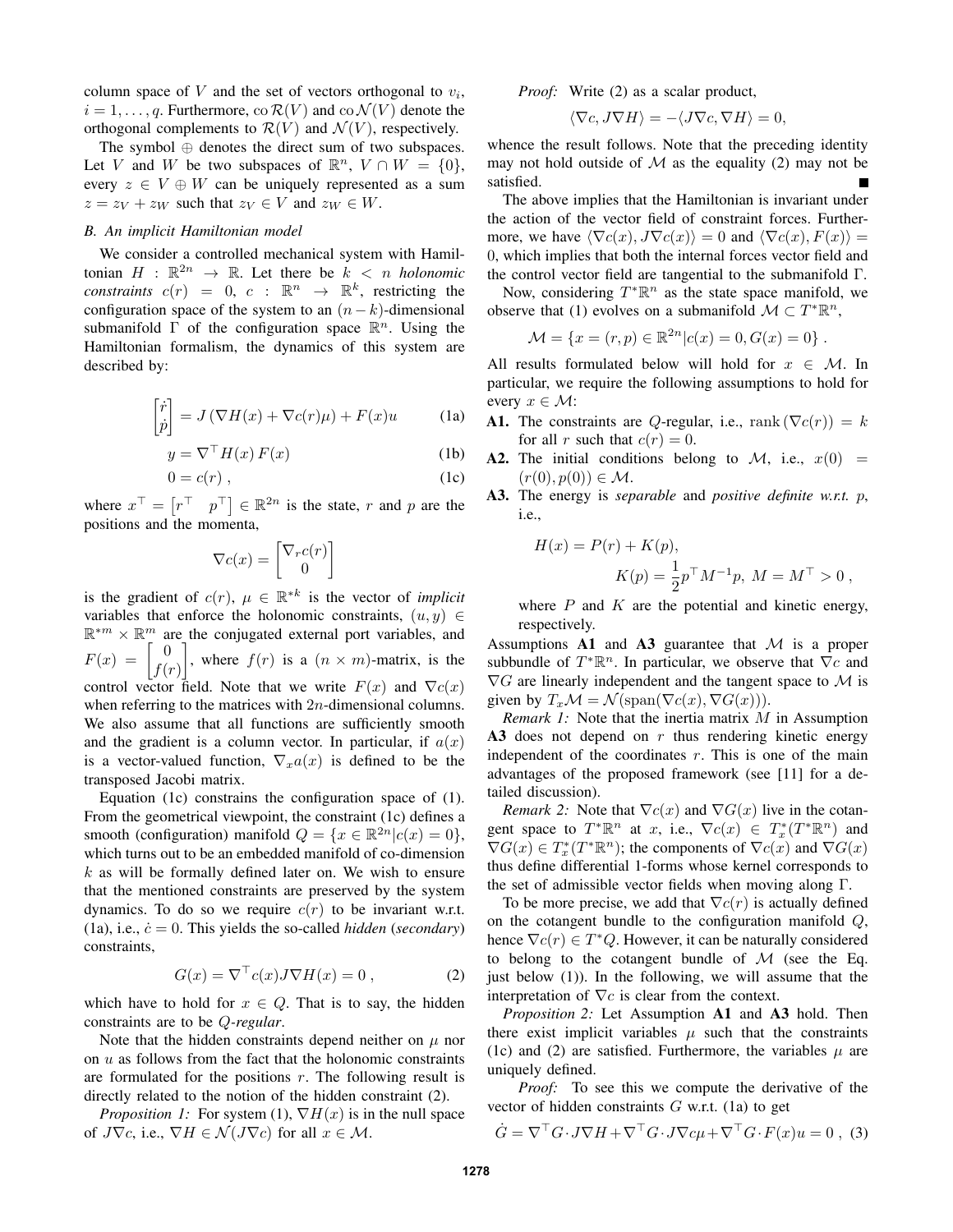column space of $V$ and the set of vectors orthogonal to $v_i$, $i = 1, \ldots, q$. Furthermore, $\operatorname{co}\mathcal{R}(V)$ and $\operatorname{co}\mathcal{N}(V)$ denote the orthogonal complements to $\mathcal{R}(V)$ and $\mathcal{N}(V)$, respectively.

The symbol $\oplus$ denotes the direct sum of two subspaces. Let $V$ and $W$ be two subspaces of $\mathbb{R}^n$, $V \cap W = \{0\}$, every $z \in V \oplus W$ can be uniquely represented as a sum $z = z_V + z_W$ such that $z_V \in V$ and $z_W \in W$.

### B. An implicit Hamiltonian model

We consider a controlled mechanical system with Hamiltonian $H : \mathbb{R}^{2n} \to \mathbb{R}$. Let there be $k < n$ *holonomic constraints* $c(r) = 0$, $c : \mathbb{R}^n \to \mathbb{R}^k$, restricting the configuration space of the system to an $(n-k)$-dimensional submanifold $\Gamma$ of the configuration space $\mathbb{R}^n$. Using the Hamiltonian formalism, the dynamics of this system are described by:

$$\begin{bmatrix} \dot{r} \\ \dot{p} \end{bmatrix} = J\left(\nabla H(x) + \nabla c(r)\mu\right) + F(x)u \tag{1a}$$

$$y = \nabla^\top H(x)\, F(x) \tag{1b}$$

$$0 = c(r)\,, \tag{1c}$$

where $x^\top = \begin{bmatrix} r^\top & p^\top \end{bmatrix} \in \mathbb{R}^{2n}$ is the state, $r$ and $p$ are the positions and the momenta,

$$\nabla c(x) = \begin{bmatrix} \nabla_r c(r) \\ 0 \end{bmatrix}$$

is the gradient of $c(r)$, $\mu \in \mathbb{R}^{*k}$ is the vector of *implicit* variables that enforce the holonomic constraints, $(u, y) \in \mathbb{R}^{*m} \times \mathbb{R}^m$ are the conjugated external port variables, and $F(x) = \begin{bmatrix} 0 \\ f(r) \end{bmatrix}$, where $f(r)$ is a $(n \times m)$-matrix, is the control vector field. Note that we write $F(x)$ and $\nabla c(x)$ when referring to the matrices with $2n$-dimensional columns. We also assume that all functions are sufficiently smooth and the gradient is a column vector. In particular, if $a(x)$ is a vector-valued function, $\nabla_x a(x)$ is defined to be the transposed Jacobi matrix.

Equation (1c) constrains the configuration space of (1). From the geometrical viewpoint, the constraint (1c) defines a smooth (configuration) manifold $Q = \{x \in \mathbb{R}^{2n} | c(x) = 0\}$, which turns out to be an embedded manifold of co-dimension $k$ as will be formally defined later on. We wish to ensure that the mentioned constraints are preserved by the system dynamics. To do so we require $c(r)$ to be invariant w.r.t. (1a), i.e., $\dot{c} = 0$. This yields the so-called *hidden* (*secondary*) constraints,

$$G(x) = \nabla^\top c(x) J \nabla H(x) = 0\,, \tag{2}$$

which have to hold for $x \in Q$. That is to say, the hidden constraints are to be *Q-regular*.

Note that the hidden constraints depend neither on $\mu$ nor on $u$ as follows from the fact that the holonomic constraints are formulated for the positions $r$. The following result is directly related to the notion of the hidden constraint (2).

*Proposition 1:* For system (1), $\nabla H(x)$ is in the null space of $J\nabla c$, i.e., $\nabla H \in \mathcal{N}(J\nabla c)$ for all $x \in \mathcal{M}$.

*Proof:* Write (2) as a scalar product,

$$\langle \nabla c, J\nabla H\rangle = -\langle J\nabla c, \nabla H\rangle = 0,$$

whence the result follows. Note that the preceding identity may not hold outside of $\mathcal{M}$ as the equality (2) may not be satisfied. ■

The above implies that the Hamiltonian is invariant under the action of the vector field of constraint forces. Furthermore, we have $\langle \nabla c(x), J\nabla c(x)\rangle = 0$ and $\langle \nabla c(x), F(x)\rangle = 0$, which implies that both the internal forces vector field and the control vector field are tangential to the submanifold $\Gamma$.

Now, considering $T^*\mathbb{R}^n$ as the state space manifold, we observe that (1) evolves on a submanifold $\mathcal{M} \subset T^*\mathbb{R}^n$,

$$\mathcal{M} = \{x = (r, p) \in \mathbb{R}^{2n} | c(x) = 0, G(x) = 0\}\,.$$

All results formulated below will hold for $x \in \mathcal{M}$. In particular, we require the following assumptions to hold for every $x \in \mathcal{M}$:

- **A1.** The constraints are $Q$-regular, i.e., $\operatorname{rank}(\nabla c(r)) = k$ for all $r$ such that $c(r) = 0$.
- **A2.** The initial conditions belong to $\mathcal{M}$, i.e., $x(0) = (r(0), p(0)) \in \mathcal{M}$.
- **A3.** The energy is *separable* and *positive definite w.r.t.* $p$, i.e.,

$$H(x) = P(r) + K(p),$$
$$K(p) = \frac{1}{2}p^\top M^{-1} p,\ M = M^\top > 0\,,$$

where $P$ and $K$ are the potential and kinetic energy, respectively.

Assumptions **A1** and **A3** guarantee that $\mathcal{M}$ is a proper subbundle of $T^*\mathbb{R}^n$. In particular, we observe that $\nabla c$ and $\nabla G$ are linearly independent and the tangent space to $\mathcal{M}$ is given by $T_x\mathcal{M} = \mathcal{N}(\operatorname{span}(\nabla c(x), \nabla G(x)))$.

*Remark 1:* Note that the inertia matrix $M$ in Assumption **A3** does not depend on $r$ thus rendering kinetic energy independent of the coordinates $r$. This is one of the main advantages of the proposed framework (see [11] for a detailed discussion).

*Remark 2:* Note that $\nabla c(x)$ and $\nabla G(x)$ live in the cotangent space to $T^*\mathbb{R}^n$ at $x$, i.e., $\nabla c(x) \in T_x^*(T^*\mathbb{R}^n)$ and $\nabla G(x) \in T_x^*(T^*\mathbb{R}^n)$; the components of $\nabla c(x)$ and $\nabla G(x)$ thus define differential 1-forms whose kernel corresponds to the set of admissible vector fields when moving along $\Gamma$.

To be more precise, we add that $\nabla c(r)$ is actually defined on the cotangent bundle to the configuration manifold $Q$, hence $\nabla c(r) \in T^*Q$. However, it can be naturally considered to belong to the cotangent bundle of $\mathcal{M}$ (see the Eq. just below (1)). In the following, we will assume that the interpretation of $\nabla c$ is clear from the context.

*Proposition 2:* Let Assumption **A1** and **A3** hold. Then there exist implicit variables $\mu$ such that the constraints (1c) and (2) are satisfied. Furthermore, the variables $\mu$ are uniquely defined.

*Proof:* To see this we compute the derivative of the vector of hidden constraints $G$ w.r.t. (1a) to get

$$\dot{G} = \nabla^\top G \cdot J\nabla H + \nabla^\top G \cdot J\nabla c\mu + \nabla^\top G \cdot F(x)u = 0\,, \tag{3}$$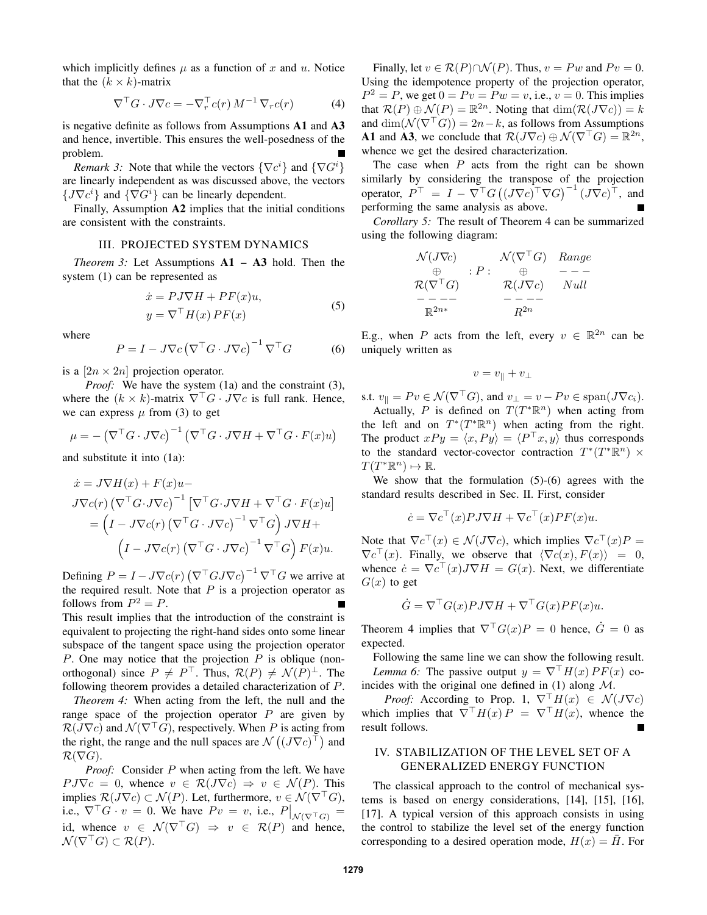which implicitly defines $\mu$ as a function of $x$ and $u$. Notice that the $(k \times k)$-matrix

$$\nabla^\top G \cdot J\nabla c = -\nabla_r^\top c(r)\, M^{-1} \nabla_r c(r) \tag{4}$$

is negative definite as follows from Assumptions **A1** and **A3** and hence, invertible. This ensures the well-posedness of the problem. ∎

*Remark 3:* Note that while the vectors $\{\nabla c^i\}$ and $\{\nabla G^i\}$ are linearly independent as was discussed above, the vectors $\{J\nabla c^i\}$ and $\{\nabla G^i\}$ can be linearly dependent.

Finally, Assumption **A2** implies that the initial conditions are consistent with the constraints.

## III. PROJECTED SYSTEM DYNAMICS

*Theorem 3:* Let Assumptions **A1 – A3** hold. Then the system (1) can be represented as

$$\begin{aligned} \dot{x} &= PJ\nabla H + PF(x)u, \\ y &= \nabla^\top H(x)\, PF(x) \end{aligned} \tag{5}$$

where

$$P = I - J\nabla c \left(\nabla^\top G \cdot J\nabla c\right)^{-1} \nabla^\top G \tag{6}$$

is a $[2n \times 2n]$ projection operator.

*Proof:* We have the system (1a) and the constraint (3), where the $(k \times k)$-matrix $\nabla^\top G \cdot J\nabla c$ is full rank. Hence, we can express $\mu$ from (3) to get

$$\mu = -\left(\nabla^\top G \cdot J\nabla c\right)^{-1} \left(\nabla^\top G \cdot J\nabla H + \nabla^\top G \cdot F(x)u\right)$$

and substitute it into (1a):

$$\begin{aligned} &\dot{x} = J\nabla H(x) + F(x)u - \\ &J\nabla c(r) \left(\nabla^\top G \cdot J\nabla c\right)^{-1} \left[\nabla^\top G \cdot J\nabla H + \nabla^\top G \cdot F(x)u\right] \\ &\quad = \left(I - J\nabla c(r) \left(\nabla^\top G \cdot J\nabla c\right)^{-1} \nabla^\top G\right) J\nabla H + \\ &\qquad \left(I - J\nabla c(r) \left(\nabla^\top G \cdot J\nabla c\right)^{-1} \nabla^\top G\right) F(x)u. \end{aligned}$$

Defining $P = I - J\nabla c(r) \left(\nabla^\top G J\nabla c\right)^{-1} \nabla^\top G$ we arrive at the required result. Note that $P$ is a projection operator as follows from $P^2 = P$. ∎

This result implies that the introduction of the constraint is equivalent to projecting the right-hand sides onto some linear subspace of the tangent space using the projection operator $P$. One may notice that the projection $P$ is oblique (non-orthogonal) since $P \neq P^\top$. Thus, $\mathcal{R}(P) \neq \mathcal{N}(P)^\perp$. The following theorem provides a detailed characterization of $P$.

*Theorem 4:* When acting from the left, the null and the range space of the projection operator $P$ are given by $\mathcal{R}(J\nabla c)$ and $\mathcal{N}(\nabla^\top G)$, respectively. When $P$ is acting from the right, the range and the null spaces are $\mathcal{N}\left((J\nabla c)^\top\right)$ and $\mathcal{R}(\nabla G)$.

*Proof:* Consider $P$ when acting from the left. We have $PJ\nabla c = 0$, whence $v \in \mathcal{R}(J\nabla c) \Rightarrow v \in \mathcal{N}(P)$. This implies $\mathcal{R}(J\nabla c) \subset \mathcal{N}(P)$. Let, furthermore, $v \in \mathcal{N}(\nabla^\top G)$, i.e., $\nabla^\top G \cdot v = 0$. We have $Pv = v$, i.e., $P\big|_{\mathcal{N}(\nabla^\top G)} = \text{id}$, whence $v \in \mathcal{N}(\nabla^\top G) \Rightarrow v \in \mathcal{R}(P)$ and hence, $\mathcal{N}(\nabla^\top G) \subset \mathcal{R}(P)$.

Finally, let $v \in \mathcal{R}(P) \cap \mathcal{N}(P)$. Thus, $v = Pw$ and $Pv = 0$. Using the idempotence property of the projection operator, $P^2 = P$, we get $0 = Pv = Pw = v$, i.e., $v = 0$. This implies that $\mathcal{R}(P) \oplus \mathcal{N}(P) = \mathbb{R}^{2n}$. Noting that $\dim(\mathcal{R}(J\nabla c)) = k$ and $\dim(\mathcal{N}(\nabla^\top G)) = 2n - k$, as follows from Assumptions **A1** and **A3**, we conclude that $\mathcal{R}(J\nabla c) \oplus \mathcal{N}(\nabla^\top G) = \mathbb{R}^{2n}$, whence we get the desired characterization.

The case when $P$ acts from the right can be shown similarly by considering the transpose of the projection operator, $P^\top = I - \nabla^\top G \left((J\nabla c)^\top \nabla G\right)^{-1} (J\nabla c)^\top$, and performing the same analysis as above. ∎

*Corollary 5:* The result of Theorem 4 can be summarized using the following diagram:

$$\begin{array}{ccccc} \mathcal{N}(J\nabla c) & & \mathcal{N}(\nabla^\top G) & Range \\ \oplus & : P : & \oplus & --- \\ \mathcal{R}(\nabla^\top G) & & \mathcal{R}(J\nabla c) & Null \\ ---- & & ---- & \\ \mathbb{R}^{2n*} & & R^{2n} & \end{array}$$

E.g., when $P$ acts from the left, every $v \in \mathbb{R}^{2n}$ can be uniquely written as

$$v = v_\parallel + v_\perp$$

s.t. $v_\parallel = Pv \in \mathcal{N}(\nabla^\top G)$, and $v_\perp = v - Pv \in \text{span}(J\nabla c_i)$.

Actually, $P$ is defined on $T(T^*\mathbb{R}^n)$ when acting from the left and on $T^*(T^*\mathbb{R}^n)$ when acting from the right. The product $xPy = \langle x, Py\rangle = \langle P^\top x, y\rangle$ thus corresponds to the standard vector-covector contraction $T^*(T^*\mathbb{R}^n) \times T(T^*\mathbb{R}^n) \mapsto \mathbb{R}$.

We show that the formulation (5)-(6) agrees with the standard results described in Sec. II. First, consider

$$\dot{c} = \nabla c^\top(x) PJ\nabla H + \nabla c^\top(x) PF(x)u.$$

Note that $\nabla c^\top(x) \in \mathcal{N}(J\nabla c)$, which implies $\nabla c^\top(x) P = \nabla c^\top(x)$. Finally, we observe that $\langle \nabla c(x), F(x)\rangle = 0$, whence $\dot{c} = \nabla c^\top(x) J\nabla H = G(x)$. Next, we differentiate $G(x)$ to get

$$\dot{G} = \nabla^\top G(x) PJ\nabla H + \nabla^\top G(x) PF(x)u.$$

Theorem 4 implies that $\nabla^\top G(x) P = 0$ hence, $\dot{G} = 0$ as expected.

Following the same line we can show the following result.

*Lemma 6:* The passive output $y = \nabla^\top H(x)\, PF(x)$ coincides with the original one defined in (1) along $\mathcal{M}$.

*Proof:* According to Prop. 1, $\nabla^\top H(x) \in \mathcal{N}(J\nabla c)$ which implies that $\nabla^\top H(x)\, P = \nabla^\top H(x)$, whence the result follows. ∎

## IV. STABILIZATION OF THE LEVEL SET OF A GENERALIZED ENERGY FUNCTION

The classical approach to the control of mechanical systems is based on energy considerations, [14], [15], [16], [17]. A typical version of this approach consists in using the control to stabilize the level set of the energy function corresponding to a desired operation mode, $H(x) = \bar{H}$. For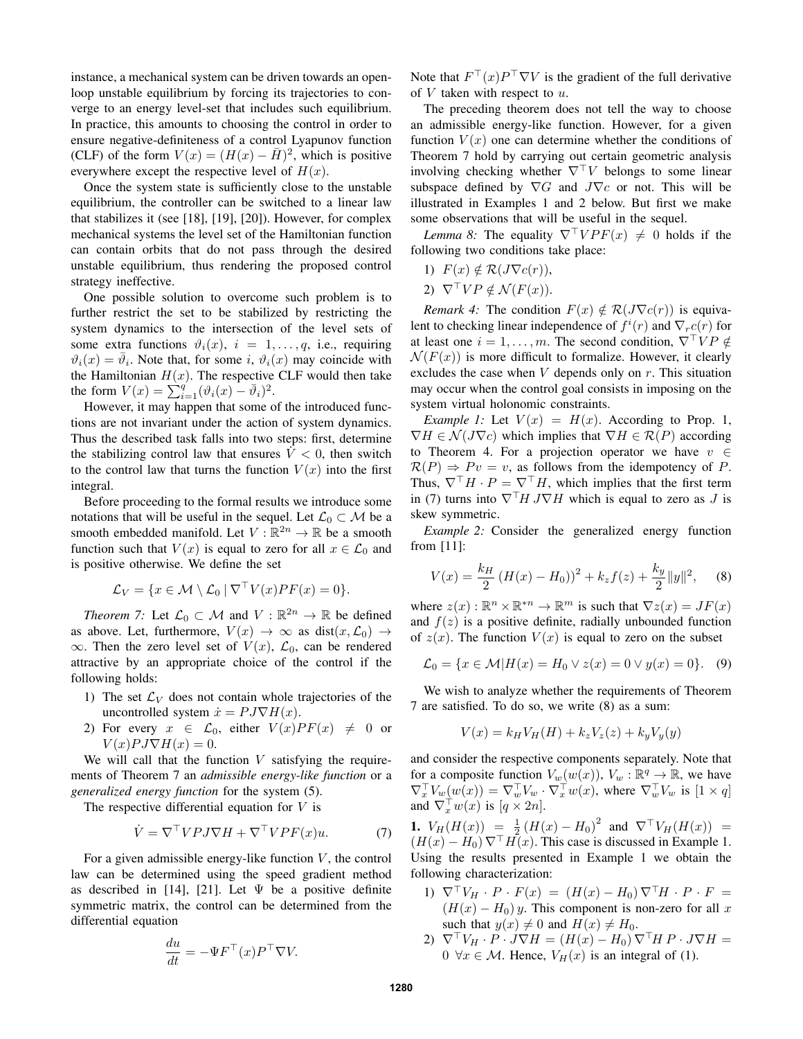instance, a mechanical system can be driven towards an open-loop unstable equilibrium by forcing its trajectories to converge to an energy level-set that includes such equilibrium. In practice, this amounts to choosing the control in order to ensure negative-definiteness of a control Lyapunov function (CLF) of the form $V(x) = (H(x) - \bar{H})^2$, which is positive everywhere except the respective level of $H(x)$.

Once the system state is sufficiently close to the unstable equilibrium, the controller can be switched to a linear law that stabilizes it (see [18], [19], [20]). However, for complex mechanical systems the level set of the Hamiltonian function can contain orbits that do not pass through the desired unstable equilibrium, thus rendering the proposed control strategy ineffective.

One possible solution to overcome such problem is to further restrict the set to be stabilized by restricting the system dynamics to the intersection of the level sets of some extra functions $\vartheta_i(x)$, $i = 1, \ldots, q$, i.e., requiring $\vartheta_i(x) = \bar{\vartheta}_i$. Note that, for some $i$, $\vartheta_i(x)$ may coincide with the Hamiltonian $H(x)$. The respective CLF would then take the form $V(x) = \sum_{i=1}^{q} (\vartheta_i(x) - \bar{\vartheta}_i)^2$.

However, it may happen that some of the introduced functions are not invariant under the action of system dynamics. Thus the described task falls into two steps: first, determine the stabilizing control law that ensures $\dot{V} < 0$, then switch to the control law that turns the function $V(x)$ into the first integral.

Before proceeding to the formal results we introduce some notations that will be useful in the sequel. Let $\mathcal{L}_0 \subset \mathcal{M}$ be a smooth embedded manifold. Let $V : \mathbb{R}^{2n} \to \mathbb{R}$ be a smooth function such that $V(x)$ is equal to zero for all $x \in \mathcal{L}_0$ and is positive otherwise. We define the set

$$\mathcal{L}_V = \{x \in \mathcal{M} \setminus \mathcal{L}_0 \mid \nabla^\top V(x) P F(x) = 0\}.$$

*Theorem 7:* Let $\mathcal{L}_0 \subset \mathcal{M}$ and $V : \mathbb{R}^{2n} \to \mathbb{R}$ be defined as above. Let, furthermore, $V(x) \to \infty$ as $\text{dist}(x, \mathcal{L}_0) \to \infty$. Then the zero level set of $V(x)$, $\mathcal{L}_0$, can be rendered attractive by an appropriate choice of the control if the following holds:

1) The set $\mathcal{L}_V$ does not contain whole trajectories of the uncontrolled system $\dot{x} = PJ\nabla H(x)$.
2) For every $x \in \mathcal{L}_0$, either $V(x)PF(x) \neq 0$ or $V(x)PJ\nabla H(x) = 0$.

We will call that the function $V$ satisfying the requirements of Theorem 7 an *admissible energy-like function* or a *generalized energy function* for the system (5).

The respective differential equation for $V$ is

$$\dot{V} = \nabla^\top V P J \nabla H + \nabla^\top V P F(x) u. \tag{7}$$

For a given admissible energy-like function $V$, the control law can be determined using the speed gradient method as described in [14], [21]. Let $\Psi$ be a positive definite symmetric matrix, the control can be determined from the differential equation

$$\frac{du}{dt} = -\Psi F^\top(x) P^\top \nabla V.$$

Note that $F^\top(x)P^\top \nabla V$ is the gradient of the full derivative of $V$ taken with respect to $u$.

The preceding theorem does not tell the way to choose an admissible energy-like function. However, for a given function $V(x)$ one can determine whether the conditions of Theorem 7 hold by carrying out certain geometric analysis involving checking whether $\nabla^\top V$ belongs to some linear subspace defined by $\nabla G$ and $J\nabla c$ or not. This will be illustrated in Examples 1 and 2 below. But first we make some observations that will be useful in the sequel.

*Lemma 8:* The equality $\nabla^\top V P F(x) \neq 0$ holds if the following two conditions take place:

1) $F(x) \notin \mathcal{R}(J\nabla c(r))$,
2) $\nabla^\top V P \notin \mathcal{N}(F(x))$.

*Remark 4:* The condition $F(x) \notin \mathcal{R}(J\nabla c(r))$ is equivalent to checking linear independence of $f^i(r)$ and $\nabla_r c(r)$ for at least one $i = 1, \ldots, m$. The second condition, $\nabla^\top V P \notin \mathcal{N}(F(x))$ is more difficult to formalize. However, it clearly excludes the case when $V$ depends only on $r$. This situation may occur when the control goal consists in imposing on the system virtual holonomic constraints.

*Example 1:* Let $V(x) = H(x)$. According to Prop. 1, $\nabla H \in \mathcal{N}(J\nabla c)$ which implies that $\nabla H \in \mathcal{R}(P)$ according to Theorem 4. For a projection operator we have $v \in \mathcal{R}(P) \Rightarrow Pv = v$, as follows from the idempotency of $P$. Thus, $\nabla^\top H \cdot P = \nabla^\top H$, which implies that the first term in (7) turns into $\nabla^\top H\, J\nabla H$ which is equal to zero as $J$ is skew symmetric.

*Example 2:* Consider the generalized energy function from [11]:

$$V(x) = \frac{k_H}{2}\left(H(x) - H_0\right)^2 + k_z f(z) + \frac{k_y}{2}\|y\|^2, \tag{8}$$

where $z(x) : \mathbb{R}^n \times \mathbb{R}^{*n} \to \mathbb{R}^m$ is such that $\nabla z(x) = JF(x)$ and $f(z)$ is a positive definite, radially unbounded function of $z(x)$. The function $V(x)$ is equal to zero on the subset

$$\mathcal{L}_0 = \{x \in \mathcal{M} | H(x) = H_0 \vee z(x) = 0 \vee y(x) = 0\}. \tag{9}$$

We wish to analyze whether the requirements of Theorem 7 are satisfied. To do so, we write (8) as a sum:

$$V(x) = k_H V_H(H) + k_z V_z(z) + k_y V_y(y)$$

and consider the respective components separately. Note that for a composite function $V_w(w(x))$, $V_w : \mathbb{R}^q \to \mathbb{R}$, we have $\nabla_x^\top V_w(w(x)) = \nabla_w^\top V_w \cdot \nabla_x^\top w(x)$, where $\nabla_w^\top V_w$ is $[1 \times q]$ and $\nabla_x^\top w(x)$ is $[q \times 2n]$.

**1.** $V_H(H(x)) = \frac{1}{2}\left(H(x) - H_0\right)^2$ and $\nabla^\top V_H(H(x)) = (H(x) - H_0)\, \nabla^\top H(x)$. This case is discussed in Example 1. Using the results presented in Example 1 we obtain the following characterization:

1) $\nabla^\top V_H \cdot P \cdot F(x) = (H(x) - H_0)\, \nabla^\top H \cdot P \cdot F = (H(x) - H_0)\, y$. This component is non-zero for all $x$ such that $y(x) \neq 0$ and $H(x) \neq H_0$.
2) $\nabla^\top V_H \cdot P \cdot J\nabla H = (H(x) - H_0)\, \nabla^\top H\, P \cdot J\nabla H = 0 \;\; \forall x \in \mathcal{M}$. Hence, $V_H(x)$ is an integral of (1).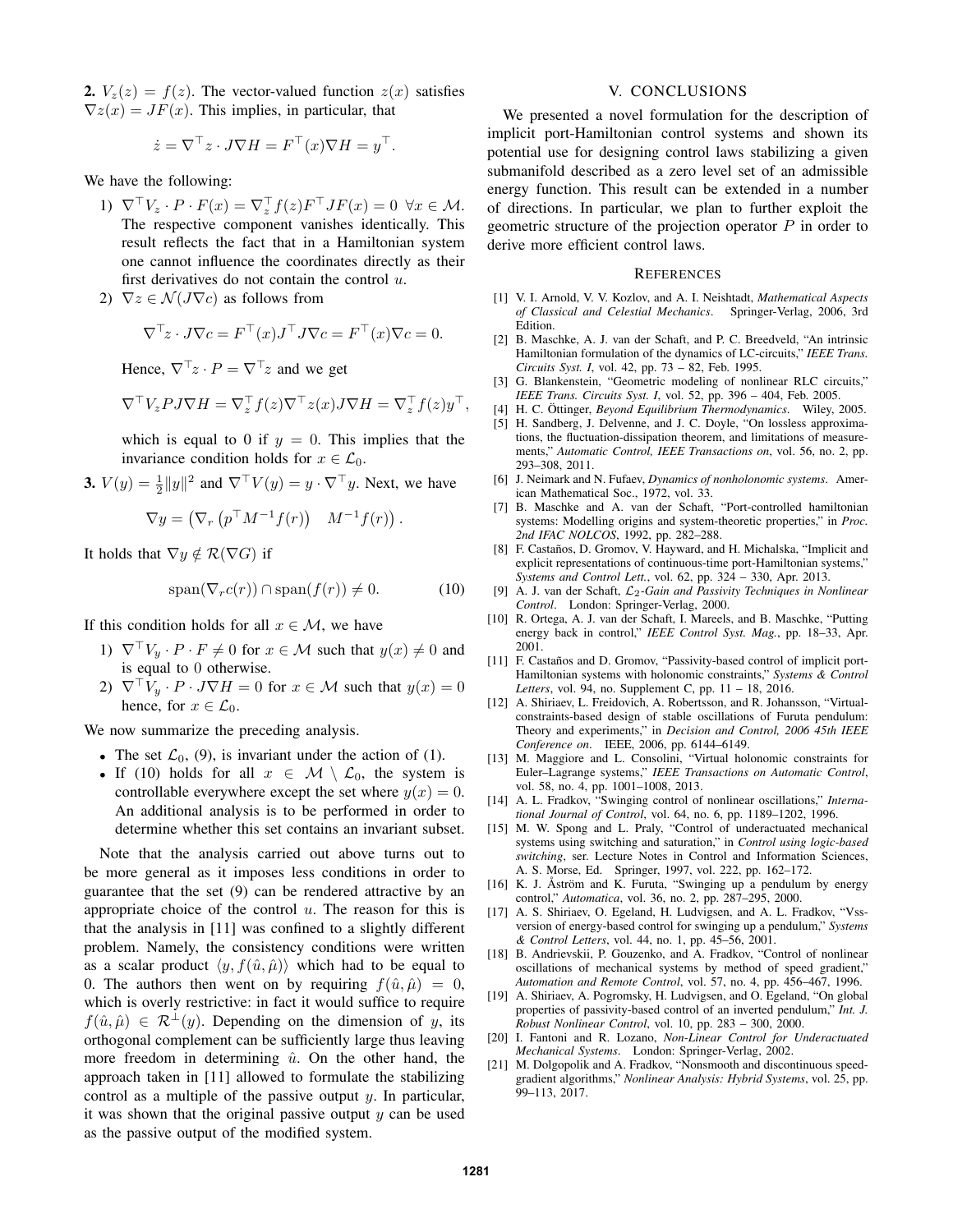**2.** $V_z(z) = f(z)$. The vector-valued function $z(x)$ satisfies $\nabla z(x) = JF(x)$. This implies, in particular, that

$$\dot{z} = \nabla^\top z \cdot J\nabla H = F^\top(x)\nabla H = y^\top.$$

We have the following:

1) $\nabla^\top V_z \cdot P \cdot F(x) = \nabla_z^\top f(z) F^\top J F(x) = 0 \;\; \forall x \in \mathcal{M}$. The respective component vanishes identically. This result reflects the fact that in a Hamiltonian system one cannot influence the coordinates directly as their first derivatives do not contain the control $u$.
2) $\nabla z \in \mathcal{N}(J\nabla c)$ as follows from

$$\nabla^\top z \cdot J\nabla c = F^\top(x) J^\top J \nabla c = F^\top(x)\nabla c = 0.$$

Hence, $\nabla^\top z \cdot P = \nabla^\top z$ and we get

$$\nabla^\top V_z P J \nabla H = \nabla_z^\top f(z) \nabla^\top z(x) J \nabla H = \nabla_z^\top f(z) y^\top,$$

which is equal to 0 if $y = 0$. This implies that the invariance condition holds for $x \in \mathcal{L}_0$.

**3.** $V(y) = \frac{1}{2}\|y\|^2$ and $\nabla^\top V(y) = y \cdot \nabla^\top y$. Next, we have

$$\nabla y = \begin{pmatrix} \nabla_r \left(p^\top M^{-1} f(r)\right) & M^{-1} f(r) \end{pmatrix}.$$

It holds that $\nabla y \notin \mathcal{R}(\nabla G)$ if

$$\operatorname{span}(\nabla_r c(r)) \cap \operatorname{span}(f(r)) \neq 0. \tag{10}$$

If this condition holds for all $x \in \mathcal{M}$, we have

1) $\nabla^\top V_y \cdot P \cdot F \neq 0$ for $x \in \mathcal{M}$ such that $y(x) \neq 0$ and is equal to 0 otherwise.
2) $\nabla^\top V_y \cdot P \cdot J\nabla H = 0$ for $x \in \mathcal{M}$ such that $y(x) = 0$ hence, for $x \in \mathcal{L}_0$.

We now summarize the preceding analysis.

- The set $\mathcal{L}_0$, (9), is invariant under the action of (1).
- If (10) holds for all $x \in \mathcal{M} \setminus \mathcal{L}_0$, the system is controllable everywhere except the set where $y(x) = 0$. An additional analysis is to be performed in order to determine whether this set contains an invariant subset.

Note that the analysis carried out above turns out to be more general as it imposes less conditions in order to guarantee that the set (9) can be rendered attractive by an appropriate choice of the control $u$. The reason for this is that the analysis in [11] was confined to a slightly different problem. Namely, the consistency conditions were written as a scalar product $\langle y, f(\hat{u}, \hat{\mu})\rangle$ which had to be equal to 0. The authors then went on by requiring $f(\hat{u}, \hat{\mu}) = 0$, which is overly restrictive: in fact it would suffice to require $f(\hat{u}, \hat{\mu}) \in \mathcal{R}^\perp(y)$. Depending on the dimension of $y$, its orthogonal complement can be sufficiently large thus leaving more freedom in determining $\hat{u}$. On the other hand, the approach taken in [11] allowed to formulate the stabilizing control as a multiple of the passive output $y$. In particular, it was shown that the original passive output $y$ can be used as the passive output of the modified system.

## V. CONCLUSIONS

We presented a novel formulation for the description of implicit port-Hamiltonian control systems and shown its potential use for designing control laws stabilizing a given submanifold described as a zero level set of an admissible energy function. This result can be extended in a number of directions. In particular, we plan to further exploit the geometric structure of the projection operator $P$ in order to derive more efficient control laws.

## REFERENCES

[1] V. I. Arnold, V. V. Kozlov, and A. I. Neishtadt, *Mathematical Aspects of Classical and Celestial Mechanics*. Springer-Verlag, 2006, 3rd Edition.

[2] B. Maschke, A. J. van der Schaft, and P. C. Breedveld, "An intrinsic Hamiltonian formulation of the dynamics of LC-circuits," *IEEE Trans. Circuits Syst. I*, vol. 42, pp. 73 – 82, Feb. 1995.

[3] G. Blankenstein, "Geometric modeling of nonlinear RLC circuits," *IEEE Trans. Circuits Syst. I*, vol. 52, pp. 396 – 404, Feb. 2005.

[4] H. C. Öttinger, *Beyond Equilibrium Thermodynamics*. Wiley, 2005.

[5] H. Sandberg, J. Delvenne, and J. C. Doyle, "On lossless approximations, the fluctuation-dissipation theorem, and limitations of measurements," *Automatic Control, IEEE Transactions on*, vol. 56, no. 2, pp. 293–308, 2011.

[6] J. Neimark and N. Fufaev, *Dynamics of nonholonomic systems*. American Mathematical Soc., 1972, vol. 33.

[7] B. Maschke and A. van der Schaft, "Port-controlled hamiltonian systems: Modelling origins and system-theoretic properties," in *Proc. 2nd IFAC NOLCOS*, 1992, pp. 282–288.

[8] F. Castaños, D. Gromov, V. Hayward, and H. Michalska, "Implicit and explicit representations of continuous-time port-Hamiltonian systems," *Systems and Control Lett.*, vol. 62, pp. 324 – 330, Apr. 2013.

[9] A. J. van der Schaft, *$\mathcal{L}_2$-Gain and Passivity Techniques in Nonlinear Control*. London: Springer-Verlag, 2000.

[10] R. Ortega, A. J. van der Schaft, I. Mareels, and B. Maschke, "Putting energy back in control," *IEEE Control Syst. Mag.*, pp. 18–33, Apr. 2001.

[11] F. Castaños and D. Gromov, "Passivity-based control of implicit port-Hamiltonian systems with holonomic constraints," *Systems & Control Letters*, vol. 94, no. Supplement C, pp. 11 – 18, 2016.

[12] A. Shiriaev, L. Freidovich, A. Robertsson, and R. Johansson, "Virtual-constraints-based design of stable oscillations of Furuta pendulum: Theory and experiments," in *Decision and Control, 2006 45th IEEE Conference on*. IEEE, 2006, pp. 6144–6149.

[13] M. Maggiore and L. Consolini, "Virtual holonomic constraints for Euler–Lagrange systems," *IEEE Transactions on Automatic Control*, vol. 58, no. 4, pp. 1001–1008, 2013.

[14] A. L. Fradkov, "Swinging control of nonlinear oscillations," *International Journal of Control*, vol. 64, no. 6, pp. 1189–1202, 1996.

[15] M. W. Spong and L. Praly, "Control of underactuated mechanical systems using switching and saturation," in *Control using logic-based switching*, ser. Lecture Notes in Control and Information Sciences, A. S. Morse, Ed. Springer, 1997, vol. 222, pp. 162–172.

[16] K. J. Åström and K. Furuta, "Swinging up a pendulum by energy control," *Automatica*, vol. 36, no. 2, pp. 287–295, 2000.

[17] A. S. Shiriaev, O. Egeland, H. Ludvigsen, and A. L. Fradkov, "Vss-version of energy-based control for swinging up a pendulum," *Systems & Control Letters*, vol. 44, no. 1, pp. 45–56, 2001.

[18] B. Andrievskii, P. Gouzenko, and A. Fradkov, "Control of nonlinear oscillations of mechanical systems by method of speed gradient," *Automation and Remote Control*, vol. 57, no. 4, pp. 456–467, 1996.

[19] A. Shiriaev, A. Pogromsky, H. Ludvigsen, and O. Egeland, "On global properties of passivity-based control of an inverted pendulum," *Int. J. Robust Nonlinear Control*, vol. 10, pp. 283 – 300, 2000.

[20] I. Fantoni and R. Lozano, *Non-Linear Control for Underactuated Mechanical Systems*. London: Springer-Verlag, 2002.

[21] M. Dolgopolik and A. Fradkov, "Nonsmooth and discontinuous speed-gradient algorithms," *Nonlinear Analysis: Hybrid Systems*, vol. 25, pp. 99–113, 2017.